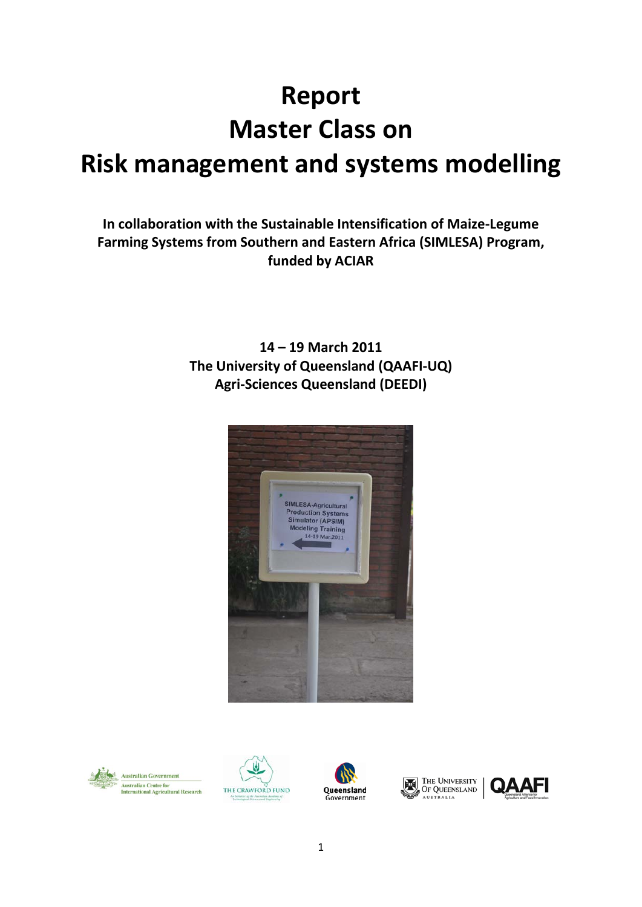# Report
# Master Class on
# Risk management and systems modelling

**In collaboration with the Sustainable Intensification of Maize-Legume Farming Systems from Southern and Eastern Africa (SIMLESA) Program, funded by ACIAR**

**14 – 19 March 2011**
**The University of Queensland (QAAFI-UQ)**
**Agri-Sciences Queensland (DEEDI)**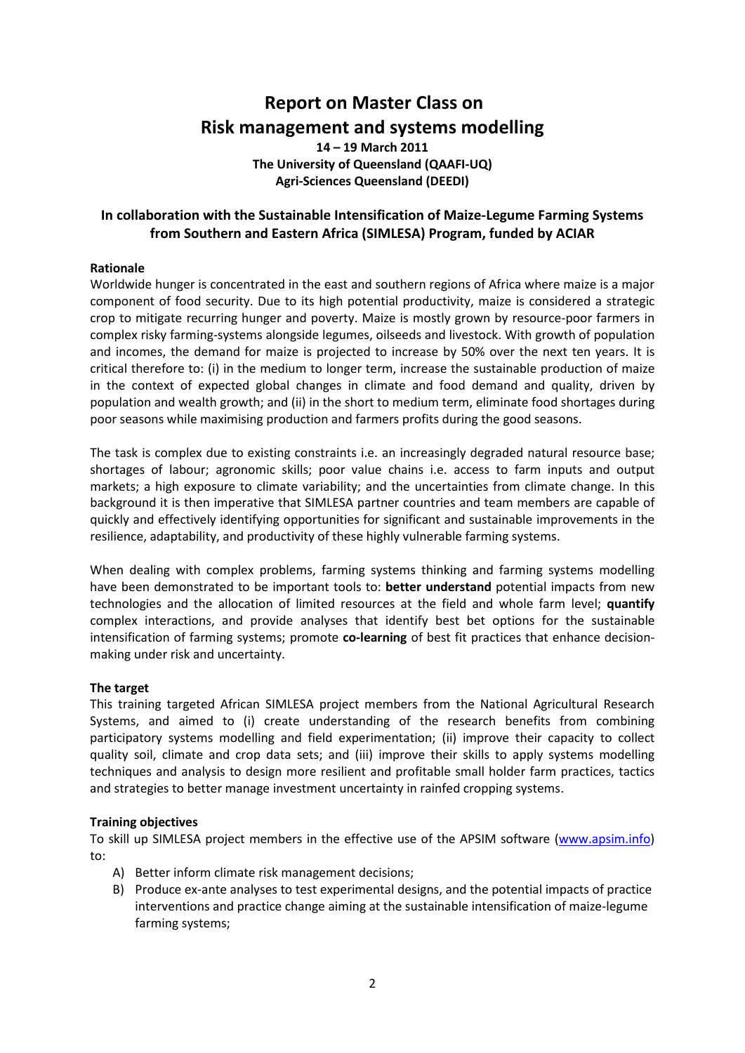# Report on Master Class on Risk management and systems modelling

**14 – 19 March 2011**
**The University of Queensland (QAAFI-UQ)**
**Agri-Sciences Queensland (DEEDI)**

## In collaboration with the Sustainable Intensification of Maize-Legume Farming Systems from Southern and Eastern Africa (SIMLESA) Program, funded by ACIAR

### Rationale

Worldwide hunger is concentrated in the east and southern regions of Africa where maize is a major component of food security. Due to its high potential productivity, maize is considered a strategic crop to mitigate recurring hunger and poverty. Maize is mostly grown by resource-poor farmers in complex risky farming-systems alongside legumes, oilseeds and livestock. With growth of population and incomes, the demand for maize is projected to increase by 50% over the next ten years. It is critical therefore to: (i) in the medium to longer term, increase the sustainable production of maize in the context of expected global changes in climate and food demand and quality, driven by population and wealth growth; and (ii) in the short to medium term, eliminate food shortages during poor seasons while maximising production and farmers profits during the good seasons.

The task is complex due to existing constraints i.e. an increasingly degraded natural resource base; shortages of labour; agronomic skills; poor value chains i.e. access to farm inputs and output markets; a high exposure to climate variability; and the uncertainties from climate change. In this background it is then imperative that SIMLESA partner countries and team members are capable of quickly and effectively identifying opportunities for significant and sustainable improvements in the resilience, adaptability, and productivity of these highly vulnerable farming systems.

When dealing with complex problems, farming systems thinking and farming systems modelling have been demonstrated to be important tools to: **better understand** potential impacts from new technologies and the allocation of limited resources at the field and whole farm level; **quantify** complex interactions, and provide analyses that identify best bet options for the sustainable intensification of farming systems; promote **co-learning** of best fit practices that enhance decision-making under risk and uncertainty.

### The target

This training targeted African SIMLESA project members from the National Agricultural Research Systems, and aimed to (i) create understanding of the research benefits from combining participatory systems modelling and field experimentation; (ii) improve their capacity to collect quality soil, climate and crop data sets; and (iii) improve their skills to apply systems modelling techniques and analysis to design more resilient and profitable small holder farm practices, tactics and strategies to better manage investment uncertainty in rainfed cropping systems.

### Training objectives

To skill up SIMLESA project members in the effective use of the APSIM software (www.apsim.info) to:

A) Better inform climate risk management decisions;
B) Produce ex-ante analyses to test experimental designs, and the potential impacts of practice interventions and practice change aiming at the sustainable intensification of maize-legume farming systems;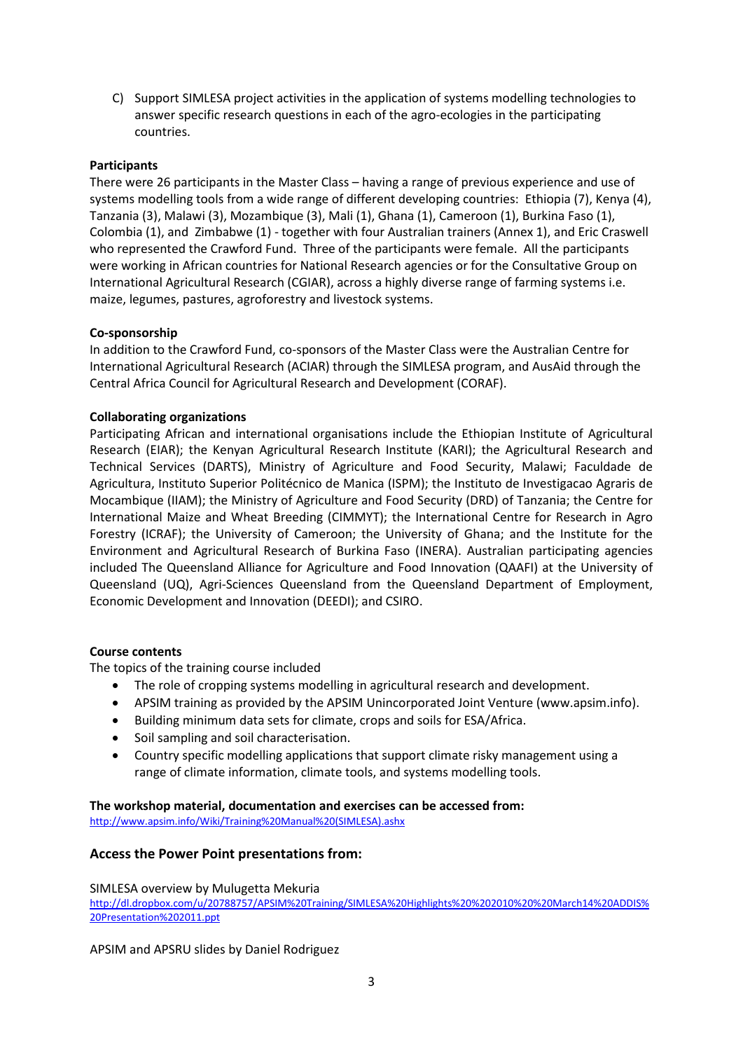C) Support SIMLESA project activities in the application of systems modelling technologies to answer specific research questions in each of the agro-ecologies in the participating countries.

**Participants**

There were 26 participants in the Master Class – having a range of previous experience and use of systems modelling tools from a wide range of different developing countries: Ethiopia (7), Kenya (4), Tanzania (3), Malawi (3), Mozambique (3), Mali (1), Ghana (1), Cameroon (1), Burkina Faso (1), Colombia (1), and Zimbabwe (1) - together with four Australian trainers (Annex 1), and Eric Craswell who represented the Crawford Fund. Three of the participants were female. All the participants were working in African countries for National Research agencies or for the Consultative Group on International Agricultural Research (CGIAR), across a highly diverse range of farming systems i.e. maize, legumes, pastures, agroforestry and livestock systems.

**Co-sponsorship**

In addition to the Crawford Fund, co-sponsors of the Master Class were the Australian Centre for International Agricultural Research (ACIAR) through the SIMLESA program, and AusAid through the Central Africa Council for Agricultural Research and Development (CORAF).

**Collaborating organizations**

Participating African and international organisations include the Ethiopian Institute of Agricultural Research (EIAR); the Kenyan Agricultural Research Institute (KARI); the Agricultural Research and Technical Services (DARTS), Ministry of Agriculture and Food Security, Malawi; Faculdade de Agricultura, Instituto Superior Politécnico de Manica (ISPM); the Instituto de Investigacao Agraris de Mocambique (IIAM); the Ministry of Agriculture and Food Security (DRD) of Tanzania; the Centre for International Maize and Wheat Breeding (CIMMYT); the International Centre for Research in Agro Forestry (ICRAF); the University of Cameroon; the University of Ghana; and the Institute for the Environment and Agricultural Research of Burkina Faso (INERA). Australian participating agencies included The Queensland Alliance for Agriculture and Food Innovation (QAAFI) at the University of Queensland (UQ), Agri-Sciences Queensland from the Queensland Department of Employment, Economic Development and Innovation (DEEDI); and CSIRO.

**Course contents**

The topics of the training course included

- The role of cropping systems modelling in agricultural research and development.
- APSIM training as provided by the APSIM Unincorporated Joint Venture (www.apsim.info).
- Building minimum data sets for climate, crops and soils for ESA/Africa.
- Soil sampling and soil characterisation.
- Country specific modelling applications that support climate risky management using a range of climate information, climate tools, and systems modelling tools.

**The workshop material, documentation and exercises can be accessed from:**

http://www.apsim.info/Wiki/Training%20Manual%20(SIMLESA).ashx

## Access the Power Point presentations from:

SIMLESA overview by Mulugetta Mekuria

http://dl.dropbox.com/u/20788757/APSIM%20Training/SIMLESA%20Highlights%20%202010%20%20March14%20ADDIS%20Presentation%202011.ppt

APSIM and APSRU slides by Daniel Rodriguez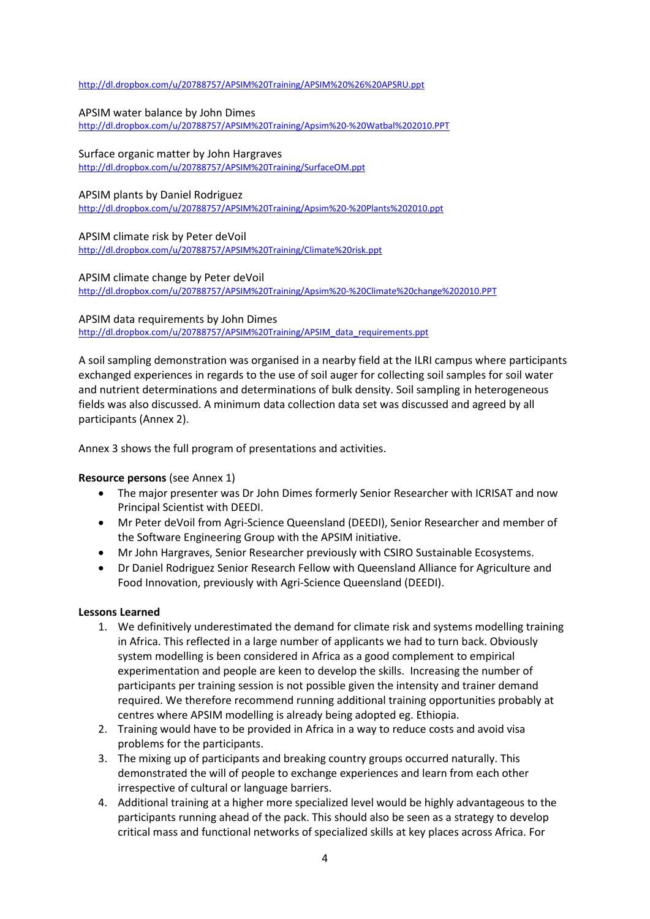http://dl.dropbox.com/u/20788757/APSIM%20Training/APSIM%20%26%20APSRU.ppt

APSIM water balance by John Dimes
http://dl.dropbox.com/u/20788757/APSIM%20Training/Apsim%20-%20Watbal%202010.PPT

Surface organic matter by John Hargraves
http://dl.dropbox.com/u/20788757/APSIM%20Training/SurfaceOM.ppt

APSIM plants by Daniel Rodriguez
http://dl.dropbox.com/u/20788757/APSIM%20Training/Apsim%20-%20Plants%202010.ppt

APSIM climate risk by Peter deVoil
http://dl.dropbox.com/u/20788757/APSIM%20Training/Climate%20risk.ppt

APSIM climate change by Peter deVoil
http://dl.dropbox.com/u/20788757/APSIM%20Training/Apsim%20-%20Climate%20change%202010.PPT

APSIM data requirements by John Dimes
http://dl.dropbox.com/u/20788757/APSIM%20Training/APSIM_data_requirements.ppt

A soil sampling demonstration was organised in a nearby field at the ILRI campus where participants exchanged experiences in regards to the use of soil auger for collecting soil samples for soil water and nutrient determinations and determinations of bulk density. Soil sampling in heterogeneous fields was also discussed. A minimum data collection data set was discussed and agreed by all participants (Annex 2).

Annex 3 shows the full program of presentations and activities.

**Resource persons** (see Annex 1)

- The major presenter was Dr John Dimes formerly Senior Researcher with ICRISAT and now Principal Scientist with DEEDI.
- Mr Peter deVoil from Agri-Science Queensland (DEEDI), Senior Researcher and member of the Software Engineering Group with the APSIM initiative.
- Mr John Hargraves, Senior Researcher previously with CSIRO Sustainable Ecosystems.
- Dr Daniel Rodriguez Senior Research Fellow with Queensland Alliance for Agriculture and Food Innovation, previously with Agri-Science Queensland (DEEDI).

**Lessons Learned**

1. We definitively underestimated the demand for climate risk and systems modelling training in Africa. This reflected in a large number of applicants we had to turn back. Obviously system modelling is been considered in Africa as a good complement to empirical experimentation and people are keen to develop the skills. Increasing the number of participants per training session is not possible given the intensity and trainer demand required. We therefore recommend running additional training opportunities probably at centres where APSIM modelling is already being adopted eg. Ethiopia.
2. Training would have to be provided in Africa in a way to reduce costs and avoid visa problems for the participants.
3. The mixing up of participants and breaking country groups occurred naturally. This demonstrated the will of people to exchange experiences and learn from each other irrespective of cultural or language barriers.
4. Additional training at a higher more specialized level would be highly advantageous to the participants running ahead of the pack. This should also be seen as a strategy to develop critical mass and functional networks of specialized skills at key places across Africa. For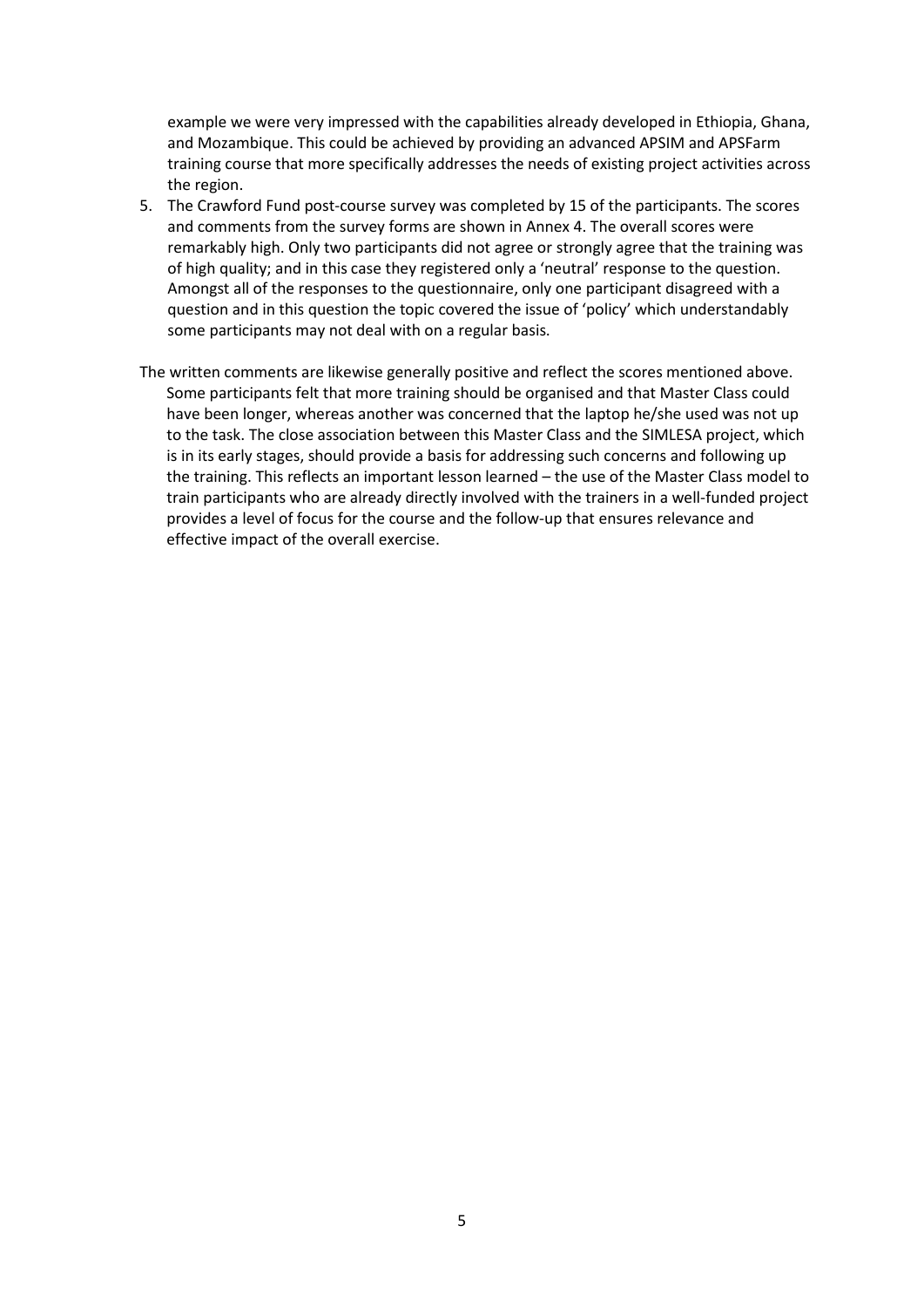example we were very impressed with the capabilities already developed in Ethiopia, Ghana, and Mozambique. This could be achieved by providing an advanced APSIM and APSFarm training course that more specifically addresses the needs of existing project activities across the region.

5. The Crawford Fund post-course survey was completed by 15 of the participants. The scores and comments from the survey forms are shown in Annex 4. The overall scores were remarkably high. Only two participants did not agree or strongly agree that the training was of high quality; and in this case they registered only a 'neutral' response to the question. Amongst all of the responses to the questionnaire, only one participant disagreed with a question and in this question the topic covered the issue of 'policy' which understandably some participants may not deal with on a regular basis.

The written comments are likewise generally positive and reflect the scores mentioned above. Some participants felt that more training should be organised and that Master Class could have been longer, whereas another was concerned that the laptop he/she used was not up to the task. The close association between this Master Class and the SIMLESA project, which is in its early stages, should provide a basis for addressing such concerns and following up the training. This reflects an important lesson learned – the use of the Master Class model to train participants who are already directly involved with the trainers in a well-funded project provides a level of focus for the course and the follow-up that ensures relevance and effective impact of the overall exercise.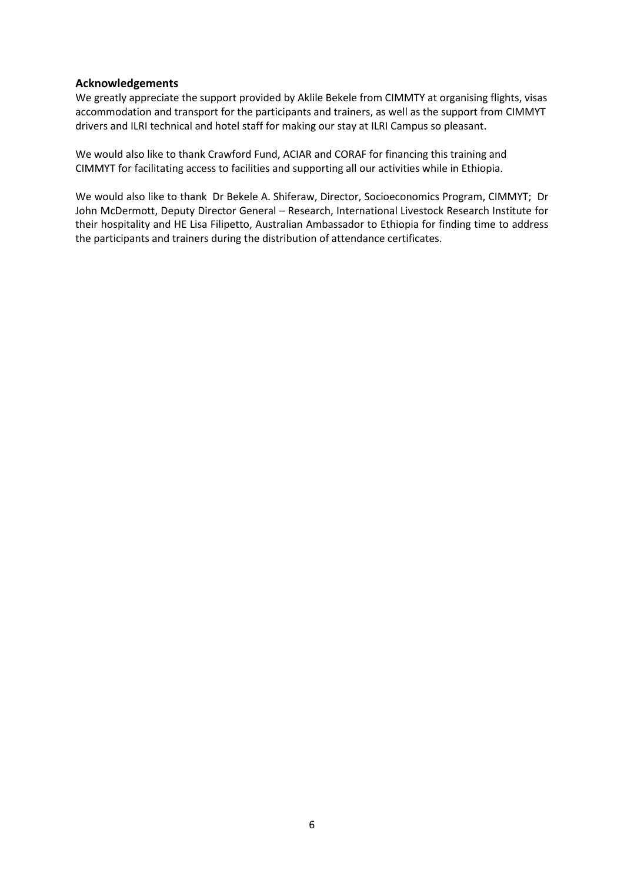## Acknowledgements

We greatly appreciate the support provided by Aklile Bekele from CIMMTY at organising flights, visas accommodation and transport for the participants and trainers, as well as the support from CIMMYT drivers and ILRI technical and hotel staff for making our stay at ILRI Campus so pleasant.

We would also like to thank Crawford Fund, ACIAR and CORAF for financing this training and CIMMYT for facilitating access to facilities and supporting all our activities while in Ethiopia.

We would also like to thank Dr Bekele A. Shiferaw, Director, Socioeconomics Program, CIMMYT; Dr John McDermott, Deputy Director General – Research, International Livestock Research Institute for their hospitality and HE Lisa Filipetto, Australian Ambassador to Ethiopia for finding time to address the participants and trainers during the distribution of attendance certificates.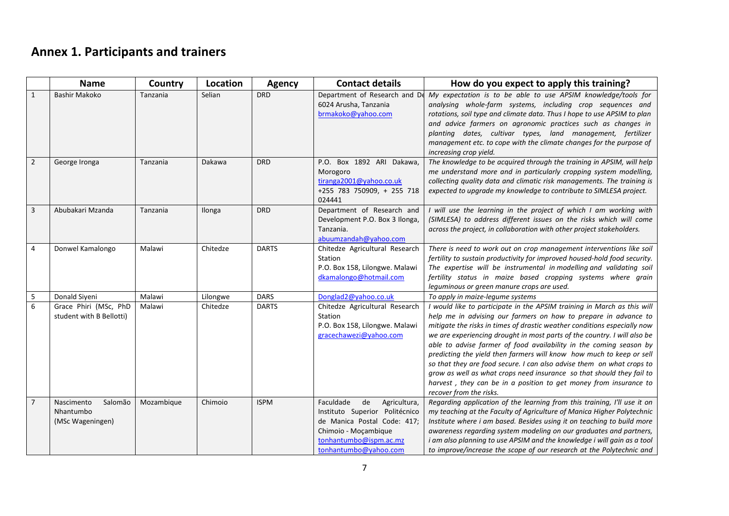## Annex 1. Participants and trainers

| | Name | Country | Location | Agency | Contact details | How do you expect to apply this training? |
|---|---|---|---|---|---|---|
| 1 | Bashir Makoko | Tanzania | Selian | DRD | Department of Research and De 6024 Arusha, Tanzania brmakoko@yahoo.com | *My expectation is to be able to use APSIM knowledge/tools for analysing whole-farm systems, including crop sequences and rotations, soil type and climate data. Thus I hope to use APSIM to plan and advice farmers on agronomic practices such as changes in planting dates, cultivar types, land management, fertilizer management etc. to cope with the climate changes for the purpose of increasing crop yield.* |
| 2 | George Ironga | Tanzania | Dakawa | DRD | P.O. Box 1892 ARI Dakawa, Morogoro tiranga2001@yahoo.co.uk +255 783 750909, + 255 718 024441 | *The knowledge to be acquired through the training in APSIM, will help me understand more and in particularly cropping system modelling, collecting quality data and climatic risk managements. The training is expected to upgrade my knowledge to contribute to SIMLESA project.* |
| 3 | Abubakari Mzanda | Tanzania | Ilonga | DRD | Department of Research and Development P.O. Box 3 Ilonga, Tanzania. abuumzandah@yahoo.com | *I will use the learning in the project of which I am working with (SIMLESA) to address different issues on the risks which will come across the project, in collaboration with other project stakeholders.* |
| 4 | Donwel Kamalongo | Malawi | Chitedze | DARTS | Chitedze Agricultural Research Station P.O. Box 158, Lilongwe. Malawi dkamalongo@hotmail.com | *There is need to work out on crop management interventions like soil fertility to sustain productivity for improved housed-hold food security. The expertise will be instrumental in modelling and validating soil fertility status in maize based cropping systems where grain leguminous or green manure crops are used.* |
| 5 | Donald Siyeni | Malawi | Lilongwe | DARS | Donglad2@yahoo.co.uk | *To apply in maize-legume systems* |
| 6 | Grace Phiri (MSc, PhD student with B Bellotti) | Malawi | Chitedze | DARTS | Chitedze Agricultural Research Station P.O. Box 158, Lilongwe. Malawi gracechawezi@yahoo.com | *I would like to participate in the APSIM training in March as this will help me in advising our farmers on how to prepare in advance to mitigate the risks in times of drastic weather conditions especially now we are experiencing drought in most parts of the country. I will also be able to advise farmer of food availability in the coming season by predicting the yield then farmers will know how much to keep or sell so that they are food secure. I can also advise them on what crops to grow as well as what crops need insurance so that should they fail to harvest , they can be in a position to get money from insurance to recover from the risks.* |
| 7 | Nascimento Salomão Nhantumbo (MSc Wageningen) | Mozambique | Chimoio | ISPM | Faculdade de Agricultura, Instituto Superior Politécnico de Manica Postal Code: 417; Chimoio - Moçambique tonhantumbo@ispm.ac.mz tonhantumbo@yahoo.com | *Regarding application of the learning from this training, I'll use it on my teaching at the Faculty of Agriculture of Manica Higher Polytechnic Institute where i am based. Besides using it on teaching to build more awareness regarding system modeling on our graduates and partners, i am also planning to use APSIM and the knowledge i will gain as a tool to improve/increase the scope of our research at the Polytechnic and* |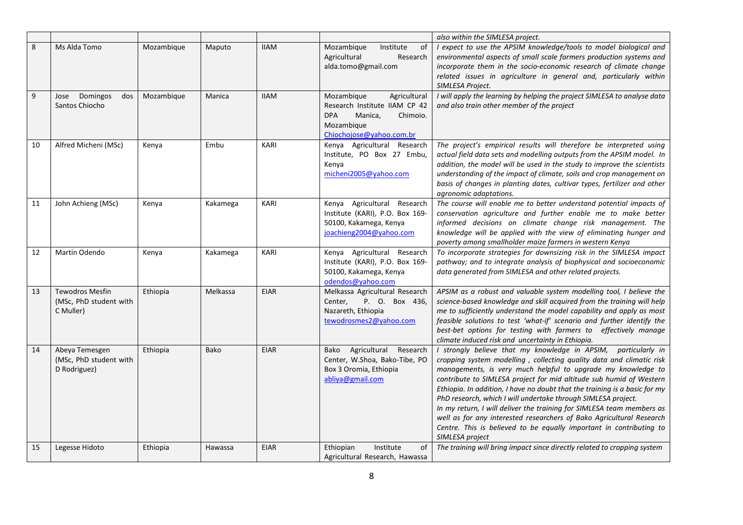| | | | | | | |
|---|---|---|---|---|---|---|
| | | | | | | *also within the SIMLESA project.* |
| 8 | Ms Alda Tomo | Mozambique | Maputo | IIAM | Mozambique Institute of Agricultural Research alda.tomo@gmail.com | *I expect to use the APSIM knowledge/tools to model biological and environmental aspects of small scale farmers production systems and incorporate them in the socio-economic research of climate change related issues in agriculture in general and, particularly within SIMLESA Project.* |
| 9 | Jose Domingos dos Santos Chiocho | Mozambique | Manica | IIAM | Mozambique Agricultural Research Institute IIAM CP 42 DPA Manica, Chimoio. Mozambique Chiochojose@yahoo.com.br | *I will apply the learning by helping the project SIMLESA to analyse data and also train other member of the project* |
| 10 | Alfred Micheni (MSc) | Kenya | Embu | KARI | Kenya Agricultural Research Institute, PO Box 27 Embu, Kenya micheni2005@yahoo.com | *The project's empirical results will therefore be interpreted using actual field data sets and modelling outputs from the APSIM model. In addition, the model will be used in the study to improve the scientists understanding of the impact of climate, soils and crop management on basis of changes in planting dates, cultivar types, fertilizer and other agronomic adaptations.* |
| 11 | John Achieng (MSc) | Kenya | Kakamega | KARI | Kenya Agricultural Research Institute (KARI), P.O. Box 169-50100, Kakamega, Kenya joachieng2004@yahoo.com | *The course will enable me to better understand potential impacts of conservation agriculture and further enable me to make better informed decisions on climate change risk management. The knowledge will be applied with the view of eliminating hunger and poverty among smallholder maize farmers in western Kenya* |
| 12 | Martin Odendo | Kenya | Kakamega | KARI | Kenya Agricultural Research Institute (KARI), P.O. Box 169-50100, Kakamega, Kenya odendos@yahoo.com | *To incorporate strategies for downsizing risk in the SIMLESA impact pathway; and to integrate analysis of biophysical and socioeconomic data generated from SIMLESA and other related projects.* |
| 13 | Tewodros Mesfin (MSc, PhD student with C Muller) | Ethiopia | Melkassa | EIAR | Melkassa Agricultural Research Center, P. O. Box 436, Nazareth, Ethiopia tewodrosmes2@yahoo.com | *APSIM as a robust and valuable system modelling tool, I believe the science-based knowledge and skill acquired from the training will help me to sufficiently understand the model capability and apply as most feasible solutions to test 'what-if' scenario and further identify the best-bet options for testing with farmers to effectively manage climate induced risk and uncertainty in Ethiopia.* |
| 14 | Abeya Temesgen (MSc, PhD student with D Rodriguez) | Ethiopia | Bako | EIAR | Bako Agricultural Research Center, W.Shoa, Bako-Tibe, PO Box 3 Oromia, Ethiopia abliya@gmail.com | *I strongly believe that my knowledge in APSIM, particularly in cropping system modelling , collecting quality data and climatic risk managements, is very much helpful to upgrade my knowledge to contribute to SIMLESA project for mid altitude sub humid of Western Ethiopia. In addition, I have no doubt that the training is a basic for my PhD research, which I will undertake through SIMLESA project. In my return, I will deliver the training for SIMLESA team members as well as for any interested researchers of Bako Agricultural Research Centre. This is believed to be equally important in contributing to SIMLESA project* |
| 15 | Legesse Hidoto | Ethiopia | Hawassa | EIAR | Ethiopian Institute of Agricultural Research, Hawassa | *The training will bring impact since directly related to cropping system* |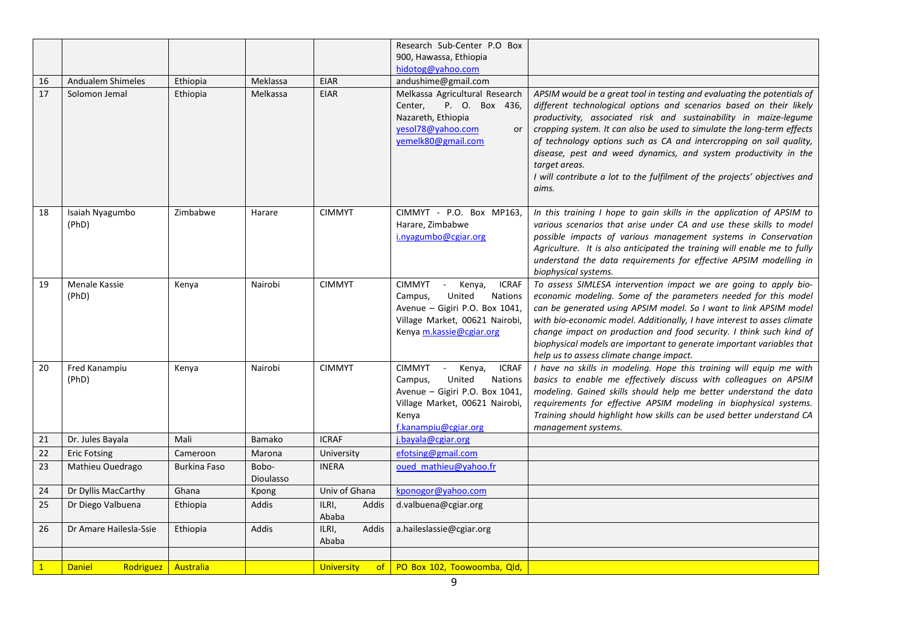|  |  |  |  |  | Research Sub-Center P.O Box 900, Hawassa, Ethiopia hidotog@yahoo.com |  |
|---|---|---|---|---|---|---|
| 16 | Andualem Shimeles | Ethiopia | Meklassa | EIAR | andushime@gmail.com |  |
| 17 | Solomon Jemal | Ethiopia | Melkassa | EIAR | Melkassa Agricultural Research Center, P. O. Box 436, Nazareth, Ethiopia yesol78@yahoo.com or yemelk80@gmail.com | *APSIM would be a great tool in testing and evaluating the potentials of different technological options and scenarios based on their likely productivity, associated risk and sustainability in maize-legume cropping system. It can also be used to simulate the long-term effects of technology options such as CA and intercropping on soil quality, disease, pest and weed dynamics, and system productivity in the target areas.* *I will contribute a lot to the fulfilment of the projects' objectives and aims.* |
| 18 | Isaiah Nyagumbo (PhD) | Zimbabwe | Harare | CIMMYT | CIMMYT - P.O. Box MP163, Harare, Zimbabwe i.nyagumbo@cgiar.org | *In this training I hope to gain skills in the application of APSIM to various scenarios that arise under CA and use these skills to model possible impacts of various management systems in Conservation Agriculture. It is also anticipated the training will enable me to fully understand the data requirements for effective APSIM modelling in biophysical systems.* |
| 19 | Menale Kassie (PhD) | Kenya | Nairobi | CIMMYT | CIMMYT - Kenya, ICRAF Campus, United Nations Avenue – Gigiri P.O. Box 1041, Village Market, 00621 Nairobi, Kenya m.kassie@cgiar.org | *To assess SIMLESA intervention impact we are going to apply bio-economic modeling. Some of the parameters needed for this model can be generated using APSIM model. So I want to link APSIM model with bio-economic model. Additionally, I have interest to asses climate change impact on production and food security. I think such kind of biophysical models are important to generate important variables that help us to assess climate change impact.* |
| 20 | Fred Kanampiu (PhD) | Kenya | Nairobi | CIMMYT | CIMMYT - Kenya, ICRAF Campus, United Nations Avenue – Gigiri P.O. Box 1041, Village Market, 00621 Nairobi, Kenya f.kanampiu@cgiar.org | *I have no skills in modeling. Hope this training will equip me with basics to enable me effectively discuss with colleagues on APSIM modeling. Gained skills should help me better understand the data requirements for effective APSIM modeling in biophysical systems. Training should highlight how skills can be used better understand CA management systems.* |
| 21 | Dr. Jules Bayala | Mali | Bamako | ICRAF | j.bayala@cgiar.org |  |
| 22 | Eric Fotsing | Cameroon | Marona | University | efotsing@gmail.com |  |
| 23 | Mathieu Ouedrago | Burkina Faso | Bobo-Dioulasso | INERA | oued_mathieu@yahoo.fr |  |
| 24 | Dr Dyllis MacCarthy | Ghana | Kpong | Univ of Ghana | kponogor@yahoo.com |  |
| 25 | Dr Diego Valbuena | Ethiopia | Addis | ILRI, Addis Ababa | d.valbuena@cgiar.org |  |
| 26 | Dr Amare Hailesla-Ssie | Ethiopia | Addis | ILRI, Addis Ababa | a.haileslassie@cgiar.org |  |
|  |  |  |  |  |  |  |
| 1 | Daniel Rodriguez | Australia |  | University of | PO Box 102, Toowoomba, Qld, |  |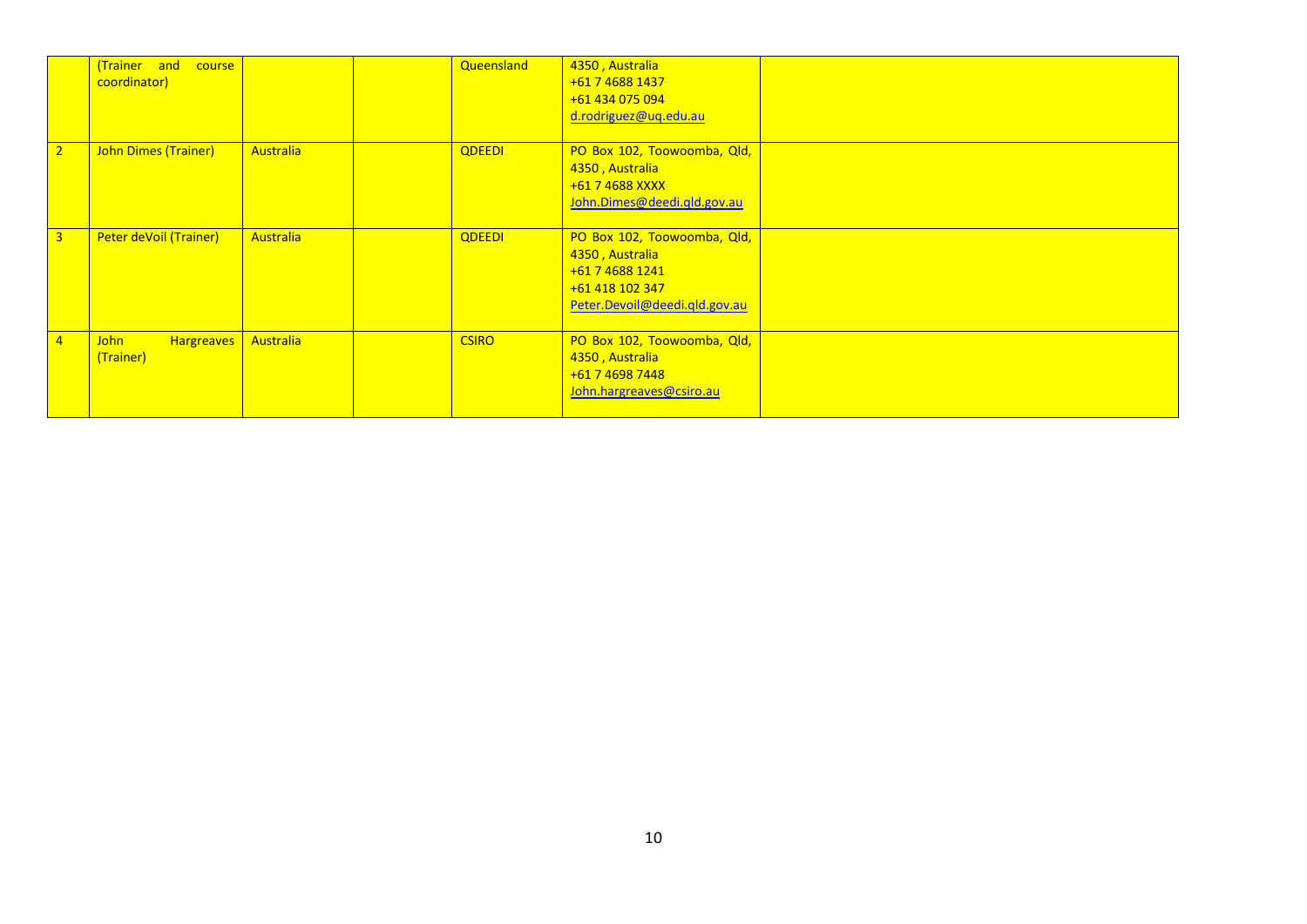|  |  |  |  |  |  |  |
|---|---|---|---|---|---|---|
|  | (Trainer and course coordinator) |  |  | Queensland | 4350 , Australia<br>+61 7 4688 1437<br>+61 434 075 094<br>d.rodriguez@uq.edu.au |  |
| 2 | John Dimes (Trainer) | Australia |  | QDEEDI | PO Box 102, Toowoomba, Qld, 4350 , Australia<br>+61 7 4688 XXXX<br>John.Dimes@deedi.qld.gov.au |  |
| 3 | Peter deVoil (Trainer) | Australia |  | QDEEDI | PO Box 102, Toowoomba, Qld, 4350 , Australia<br>+61 7 4688 1241<br>+61 418 102 347<br>Peter.Devoil@deedi.qld.gov.au |  |
| 4 | John Hargreaves (Trainer) | Australia |  | CSIRO | PO Box 102, Toowoomba, Qld, 4350 , Australia<br>+61 7 4698 7448<br>John.hargreaves@csiro.au |  |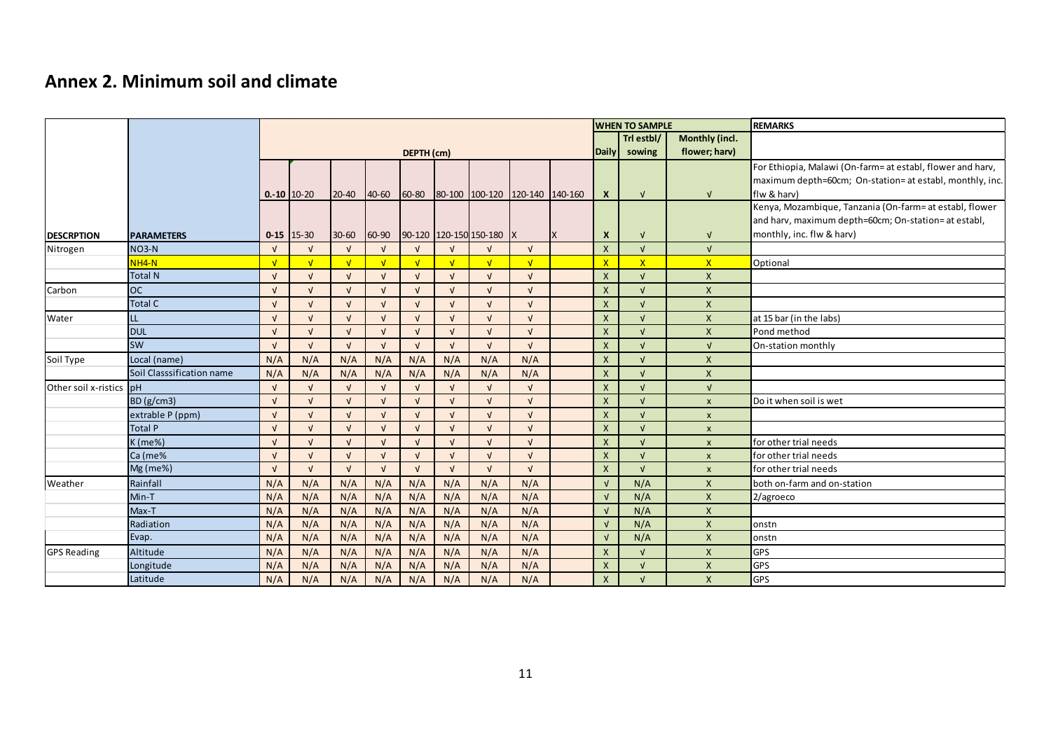## Annex 2. Minimum soil and climate

| | | DEPTH (cm) | | | | | | | | | WHEN TO SAMPLE | | | REMARKS |
|---|---|---|---|---|---|---|---|---|---|---|---|---|---|---|
| | | | | | | | | | | | Daily | Trl estbl/ sowing | Monthly (incl. flower; harv) | |
| | | 0.-10 | 10-20 | 20-40 | 40-60 | 60-80 | 80-100 | 100-120 | 120-140 | 140-160 | X | √ | √ | For Ethiopia, Malawi (On-farm= at establ, flower and harv, maximum depth=60cm; On-station= at establ, monthly, inc. flw & harv) |
| **DESCRPTION** | **PARAMETERS** | 0-15 | 15-30 | 30-60 | 60-90 | 90-120 | 120-150 | 150-180 | X | X | X | √ | √ | Kenya, Mozambique, Tanzania (On-farm= at establ, flower and harv, maximum depth=60cm; On-station= at establ, monthly, inc. flw & harv) |
| Nitrogen | NO3-N | √ | √ | √ | √ | √ | √ | √ | √ | | X | √ | √ | |
| | NH4-N | √ | √ | √ | √ | √ | √ | √ | √ | | X | X | X | Optional |
| | Total N | √ | √ | √ | √ | √ | √ | √ | √ | | X | √ | X | |
| Carbon | OC | √ | √ | √ | √ | √ | √ | √ | √ | | X | √ | X | |
| | Total C | √ | √ | √ | √ | √ | √ | √ | √ | | X | √ | X | |
| Water | LL | √ | √ | √ | √ | √ | √ | √ | √ | | X | √ | X | at 15 bar (in the labs) |
| | DUL | √ | √ | √ | √ | √ | √ | √ | √ | | X | √ | X | Pond method |
| | SW | √ | √ | √ | √ | √ | √ | √ | √ | | X | √ | √ | On-station monthly |
| Soil Type | Local (name) | N/A | N/A | N/A | N/A | N/A | N/A | N/A | N/A | | X | √ | X | |
| | Soil Classsification name | N/A | N/A | N/A | N/A | N/A | N/A | N/A | N/A | | X | √ | X | |
| Other soil x-ristics | pH | √ | √ | √ | √ | √ | √ | √ | √ | | X | √ | √ | |
| | BD (g/cm3) | √ | √ | √ | √ | √ | √ | √ | √ | | X | √ | x | Do it when soil is wet |
| | extrable P (ppm) | √ | √ | √ | √ | √ | √ | √ | √ | | X | √ | x | |
| | Total P | √ | √ | √ | √ | √ | √ | √ | √ | | X | √ | x | |
| | K (me%) | √ | √ | √ | √ | √ | √ | √ | √ | | X | √ | x | for other trial needs |
| | Ca (me% | √ | √ | √ | √ | √ | √ | √ | √ | | X | √ | x | for other trial needs |
| | Mg (me%) | √ | √ | √ | √ | √ | √ | √ | √ | | X | √ | x | for other trial needs |
| Weather | Rainfall | N/A | N/A | N/A | N/A | N/A | N/A | N/A | N/A | | √ | N/A | X | both on-farm and on-station |
| | Min-T | N/A | N/A | N/A | N/A | N/A | N/A | N/A | N/A | | √ | N/A | X | 2/agroeco |
| | Max-T | N/A | N/A | N/A | N/A | N/A | N/A | N/A | N/A | | √ | N/A | X | |
| | Radiation | N/A | N/A | N/A | N/A | N/A | N/A | N/A | N/A | | √ | N/A | X | onstn |
| | Evap. | N/A | N/A | N/A | N/A | N/A | N/A | N/A | N/A | | √ | N/A | X | onstn |
| GPS Reading | Altitude | N/A | N/A | N/A | N/A | N/A | N/A | N/A | N/A | | X | √ | X | GPS |
| | Longitude | N/A | N/A | N/A | N/A | N/A | N/A | N/A | N/A | | X | √ | X | GPS |
| | Latitude | N/A | N/A | N/A | N/A | N/A | N/A | N/A | N/A | | X | √ | X | GPS |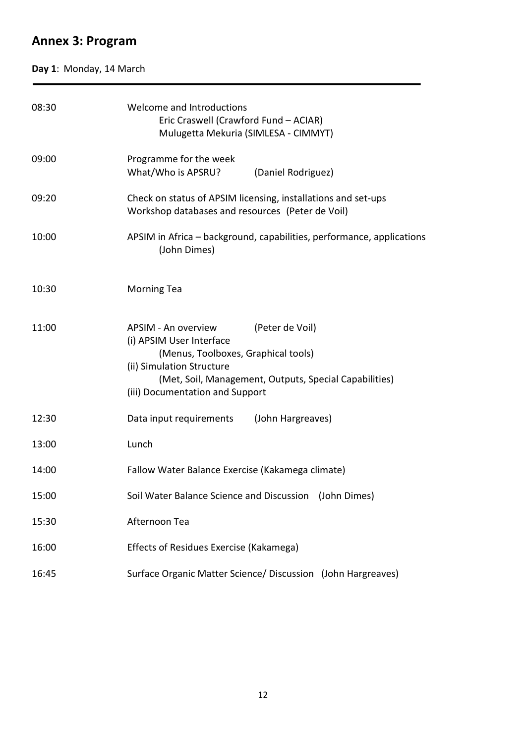# Annex 3: Program

**Day 1**: Monday, 14 March

---

| | |
|---|---|
| 08:30 | Welcome and Introductions<br>Eric Craswell (Crawford Fund – ACIAR)<br>Mulugetta Mekuria (SIMLESA - CIMMYT) |
| 09:00 | Programme for the week<br>What/Who is APSRU? (Daniel Rodriguez) |
| 09:20 | Check on status of APSIM licensing, installations and set-ups<br>Workshop databases and resources (Peter de Voil) |
| 10:00 | APSIM in Africa – background, capabilities, performance, applications (John Dimes) |
| 10:30 | Morning Tea |
| 11:00 | APSIM - An overview (Peter de Voil)<br>(i) APSIM User Interface<br>(Menus, Toolboxes, Graphical tools)<br>(ii) Simulation Structure<br>(Met, Soil, Management, Outputs, Special Capabilities)<br>(iii) Documentation and Support |
| 12:30 | Data input requirements (John Hargreaves) |
| 13:00 | Lunch |
| 14:00 | Fallow Water Balance Exercise (Kakamega climate) |
| 15:00 | Soil Water Balance Science and Discussion (John Dimes) |
| 15:30 | Afternoon Tea |
| 16:00 | Effects of Residues Exercise (Kakamega) |
| 16:45 | Surface Organic Matter Science/ Discussion (John Hargreaves) |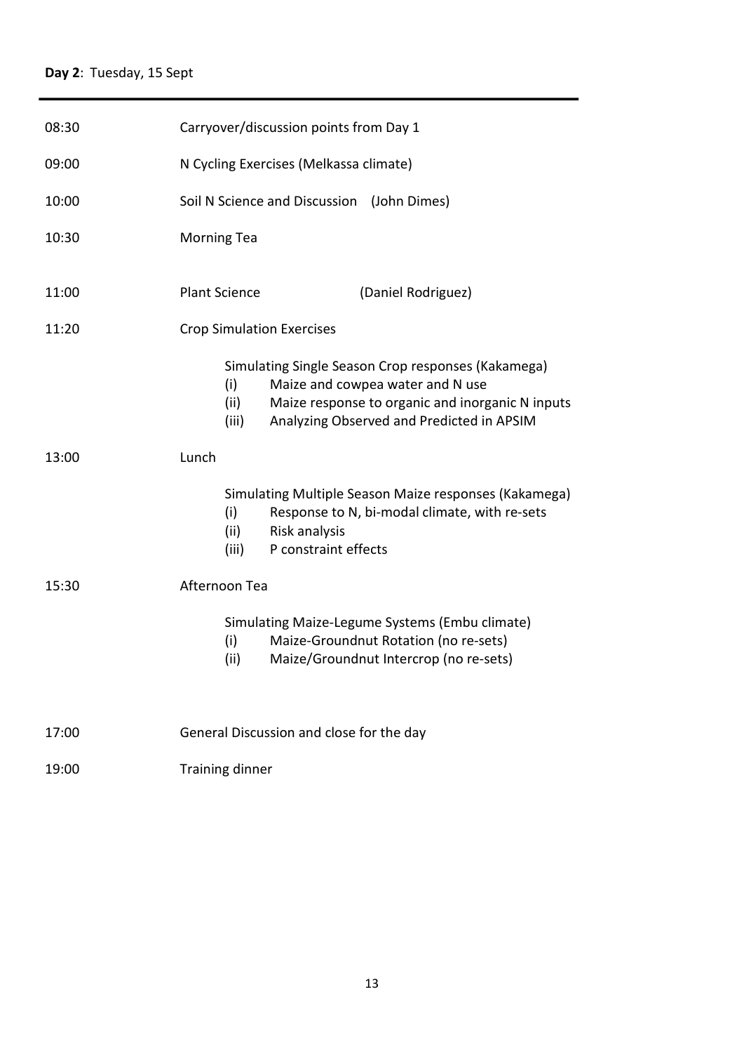**Day 2**: Tuesday, 15 Sept

| | |
|---|---|
| 08:30 | Carryover/discussion points from Day 1 |
| 09:00 | N Cycling Exercises (Melkassa climate) |
| 10:00 | Soil N Science and Discussion (John Dimes) |
| 10:30 | Morning Tea |
| 11:00 | Plant Science (Daniel Rodriguez) |
| 11:20 | Crop Simulation Exercises |

Simulating Single Season Crop responses (Kakamega)

- (i) Maize and cowpea water and N use
- (ii) Maize response to organic and inorganic N inputs
- (iii) Analyzing Observed and Predicted in APSIM

| | |
|---|---|
| 13:00 | Lunch |

Simulating Multiple Season Maize responses (Kakamega)

- (i) Response to N, bi-modal climate, with re-sets
- (ii) Risk analysis
- (iii) P constraint effects

| | |
|---|---|
| 15:30 | Afternoon Tea |

Simulating Maize-Legume Systems (Embu climate)

- (i) Maize-Groundnut Rotation (no re-sets)
- (ii) Maize/Groundnut Intercrop (no re-sets)

| | |
|---|---|
| 17:00 | General Discussion and close for the day |
| 19:00 | Training dinner |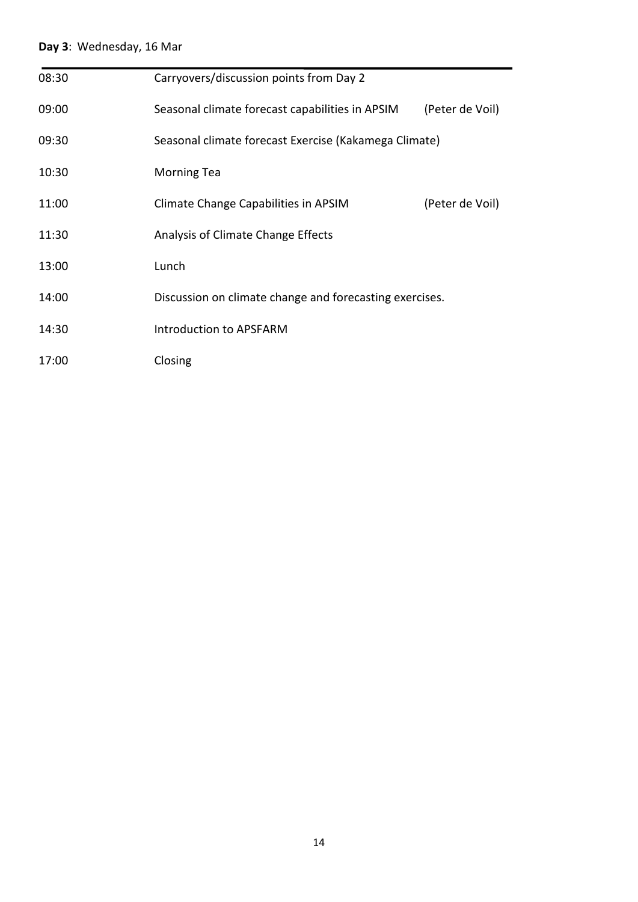**Day 3**: Wednesday, 16 Mar

| | | |
|---|---|---|
| 08:30 | Carryovers/discussion points from Day 2 | |
| 09:00 | Seasonal climate forecast capabilities in APSIM | (Peter de Voil) |
| 09:30 | Seasonal climate forecast Exercise (Kakamega Climate) | |
| 10:30 | Morning Tea | |
| 11:00 | Climate Change Capabilities in APSIM | (Peter de Voil) |
| 11:30 | Analysis of Climate Change Effects | |
| 13:00 | Lunch | |
| 14:00 | Discussion on climate change and forecasting exercises. | |
| 14:30 | Introduction to APSFARM | |
| 17:00 | Closing | |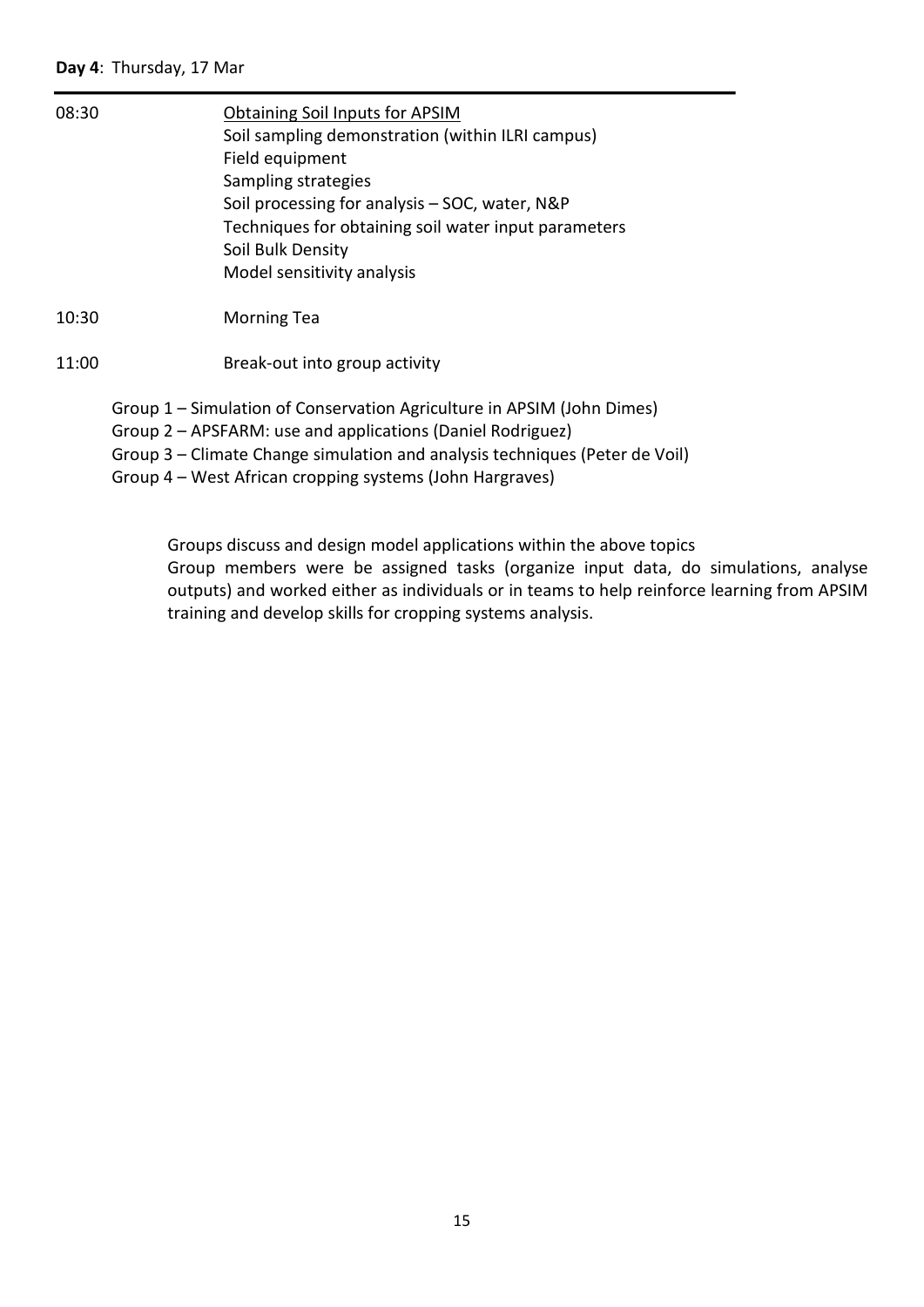**Day 4**: Thursday, 17 Mar

| | |
|---|---|
| 08:30 | <u>Obtaining Soil Inputs for APSIM</u><br>Soil sampling demonstration (within ILRI campus)<br>Field equipment<br>Sampling strategies<br>Soil processing for analysis – SOC, water, N&P<br>Techniques for obtaining soil water input parameters<br>Soil Bulk Density<br>Model sensitivity analysis |
| 10:30 | Morning Tea |
| 11:00 | Break-out into group activity |

Group 1 – Simulation of Conservation Agriculture in APSIM (John Dimes)
Group 2 – APSFARM: use and applications (Daniel Rodriguez)
Group 3 – Climate Change simulation and analysis techniques (Peter de Voil)
Group 4 – West African cropping systems (John Hargraves)

Groups discuss and design model applications within the above topics
Group members were be assigned tasks (organize input data, do simulations, analyse outputs) and worked either as individuals or in teams to help reinforce learning from APSIM training and develop skills for cropping systems analysis.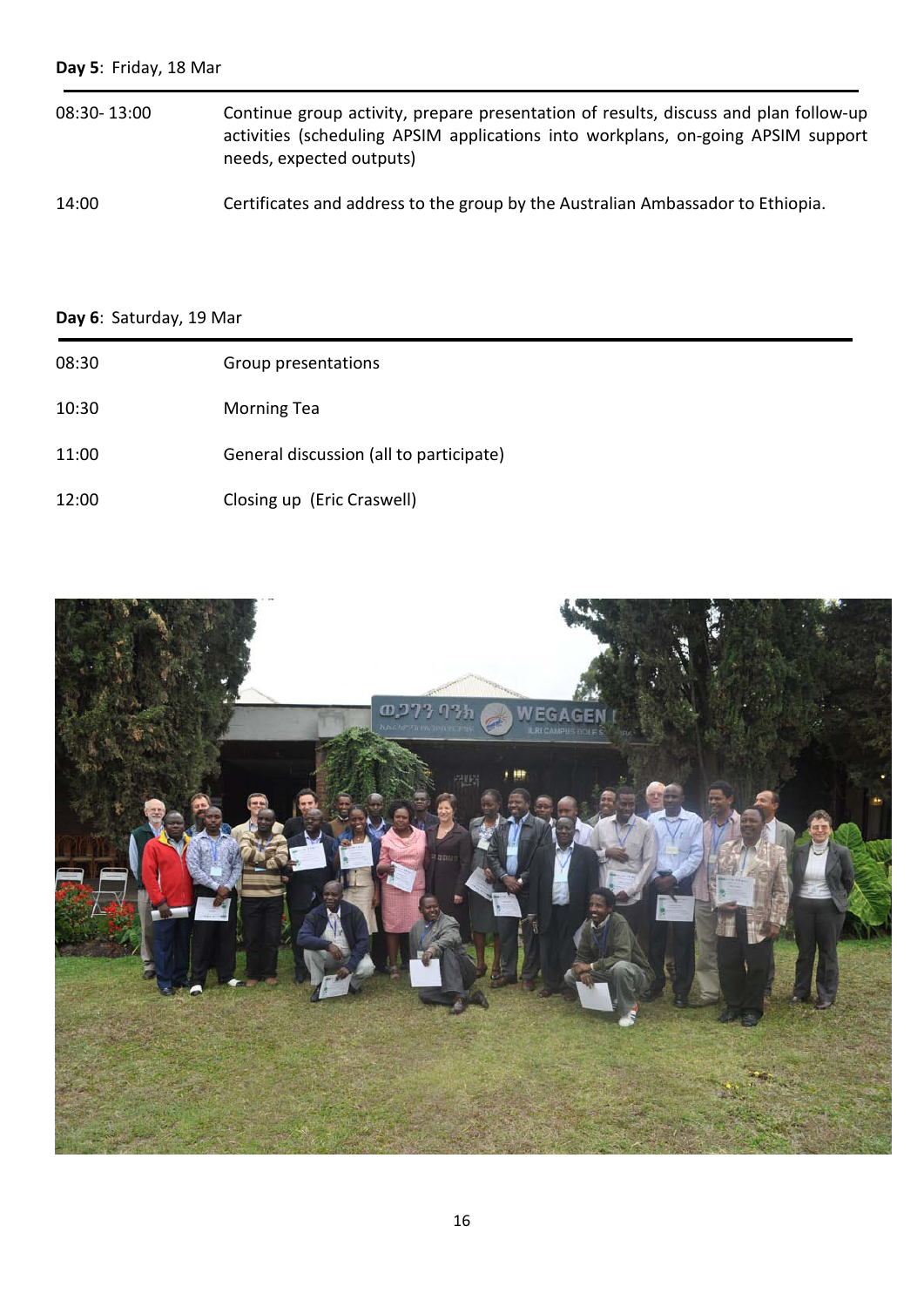**Day 5**: Friday, 18 Mar

| | |
|---|---|
| 08:30- 13:00 | Continue group activity, prepare presentation of results, discuss and plan follow-up activities (scheduling APSIM applications into workplans, on-going APSIM support needs, expected outputs) |
| 14:00 | Certificates and address to the group by the Australian Ambassador to Ethiopia. |

**Day 6**: Saturday, 19 Mar

| | |
|---|---|
| 08:30 | Group presentations |
| 10:30 | Morning Tea |
| 11:00 | General discussion (all to participate) |
| 12:00 | Closing up (Eric Craswell) |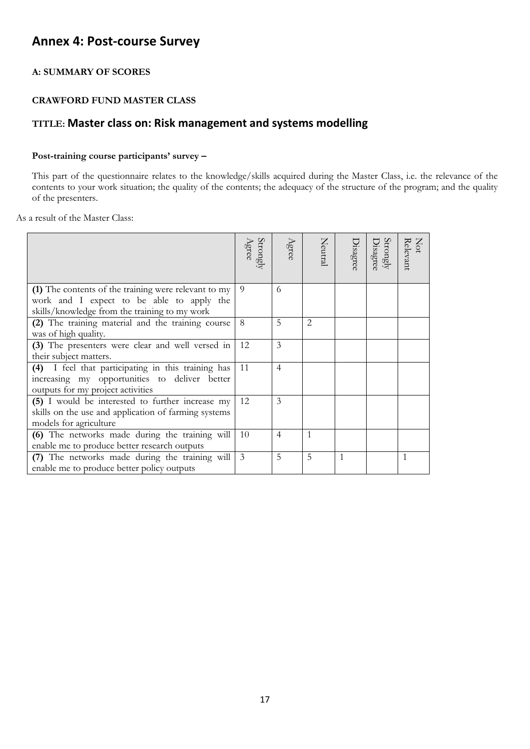# Annex 4: Post-course Survey

**A: SUMMARY OF SCORES**

**CRAWFORD FUND MASTER CLASS**

## TITLE: Master class on: Risk management and systems modelling

**Post-training course participants' survey –**

This part of the questionnaire relates to the knowledge/skills acquired during the Master Class, i.e. the relevance of the contents to your work situation; the quality of the contents; the adequacy of the structure of the program; and the quality of the presenters.

As a result of the Master Class:

| | Strongly Agree | Agree | Neutral | Disagree | Strongly Disagree | Not Relevant |
|---|---|---|---|---|---|---|
| **(1)** The contents of the training were relevant to my work and I expect to be able to apply the skills/knowledge from the training to my work | 9 | 6 | | | | |
| **(2)** The training material and the training course was of high quality. | 8 | 5 | 2 | | | |
| **(3)** The presenters were clear and well versed in their subject matters. | 12 | 3 | | | | |
| **(4)** I feel that participating in this training has increasing my opportunities to deliver better outputs for my project activities | 11 | 4 | | | | |
| **(5)** I would be interested to further increase my skills on the use and application of farming systems models for agriculture | 12 | 3 | | | | |
| **(6)** The networks made during the training will enable me to produce better research outputs | 10 | 4 | 1 | | | |
| **(7)** The networks made during the training will enable me to produce better policy outputs | 3 | 5 | 5 | 1 | | 1 |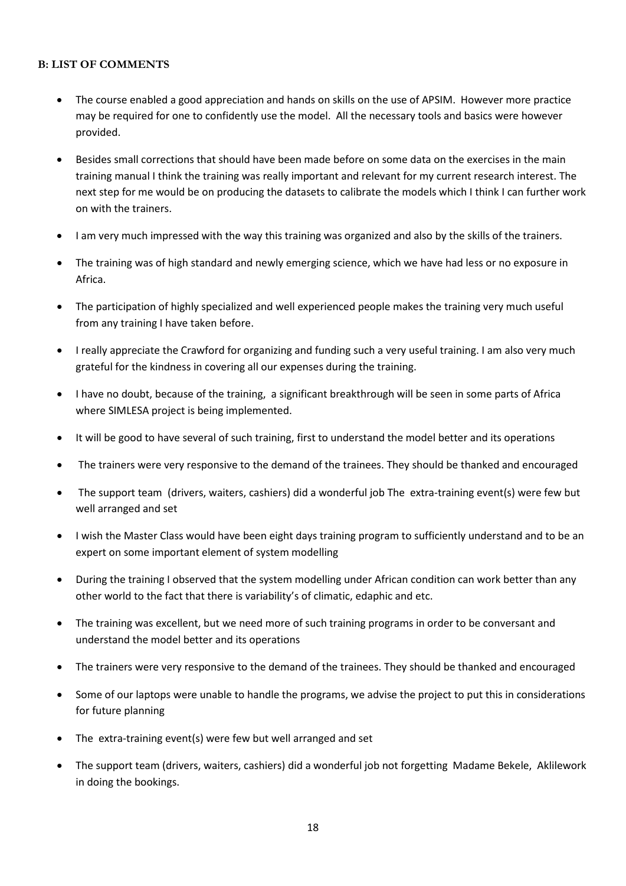**B: LIST OF COMMENTS**

- The course enabled a good appreciation and hands on skills on the use of APSIM. However more practice may be required for one to confidently use the model. All the necessary tools and basics were however provided.
- Besides small corrections that should have been made before on some data on the exercises in the main training manual I think the training was really important and relevant for my current research interest. The next step for me would be on producing the datasets to calibrate the models which I think I can further work on with the trainers.
- I am very much impressed with the way this training was organized and also by the skills of the trainers.
- The training was of high standard and newly emerging science, which we have had less or no exposure in Africa.
- The participation of highly specialized and well experienced people makes the training very much useful from any training I have taken before.
- I really appreciate the Crawford for organizing and funding such a very useful training. I am also very much grateful for the kindness in covering all our expenses during the training.
- I have no doubt, because of the training, a significant breakthrough will be seen in some parts of Africa where SIMLESA project is being implemented.
- It will be good to have several of such training, first to understand the model better and its operations
- The trainers were very responsive to the demand of the trainees. They should be thanked and encouraged
- The support team (drivers, waiters, cashiers) did a wonderful job The extra-training event(s) were few but well arranged and set
- I wish the Master Class would have been eight days training program to sufficiently understand and to be an expert on some important element of system modelling
- During the training I observed that the system modelling under African condition can work better than any other world to the fact that there is variability's of climatic, edaphic and etc.
- The training was excellent, but we need more of such training programs in order to be conversant and understand the model better and its operations
- The trainers were very responsive to the demand of the trainees. They should be thanked and encouraged
- Some of our laptops were unable to handle the programs, we advise the project to put this in considerations for future planning
- The extra-training event(s) were few but well arranged and set
- The support team (drivers, waiters, cashiers) did a wonderful job not forgetting Madame Bekele, Aklilework in doing the bookings.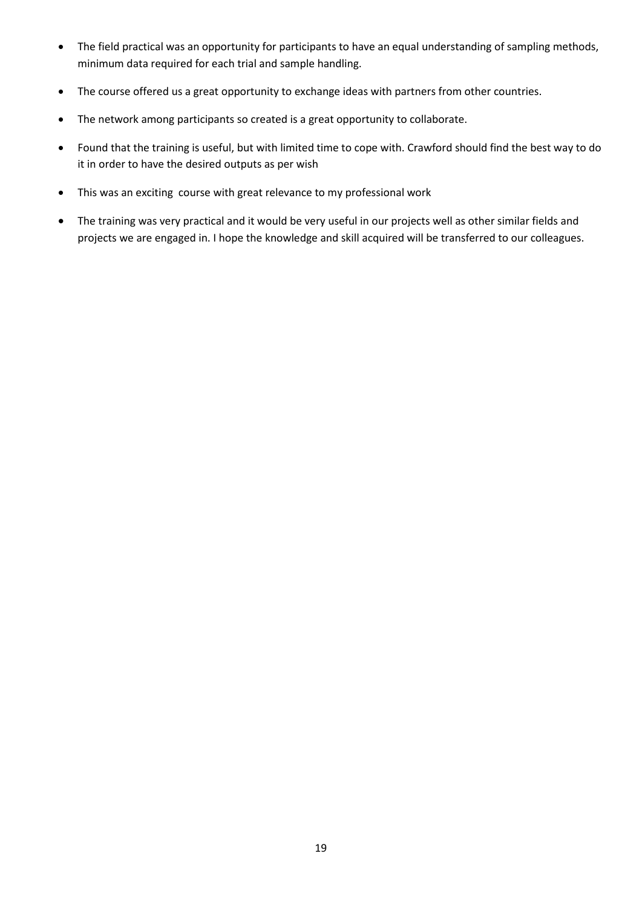- The field practical was an opportunity for participants to have an equal understanding of sampling methods, minimum data required for each trial and sample handling.
- The course offered us a great opportunity to exchange ideas with partners from other countries.
- The network among participants so created is a great opportunity to collaborate.
- Found that the training is useful, but with limited time to cope with. Crawford should find the best way to do it in order to have the desired outputs as per wish
- This was an exciting course with great relevance to my professional work
- The training was very practical and it would be very useful in our projects well as other similar fields and projects we are engaged in. I hope the knowledge and skill acquired will be transferred to our colleagues.